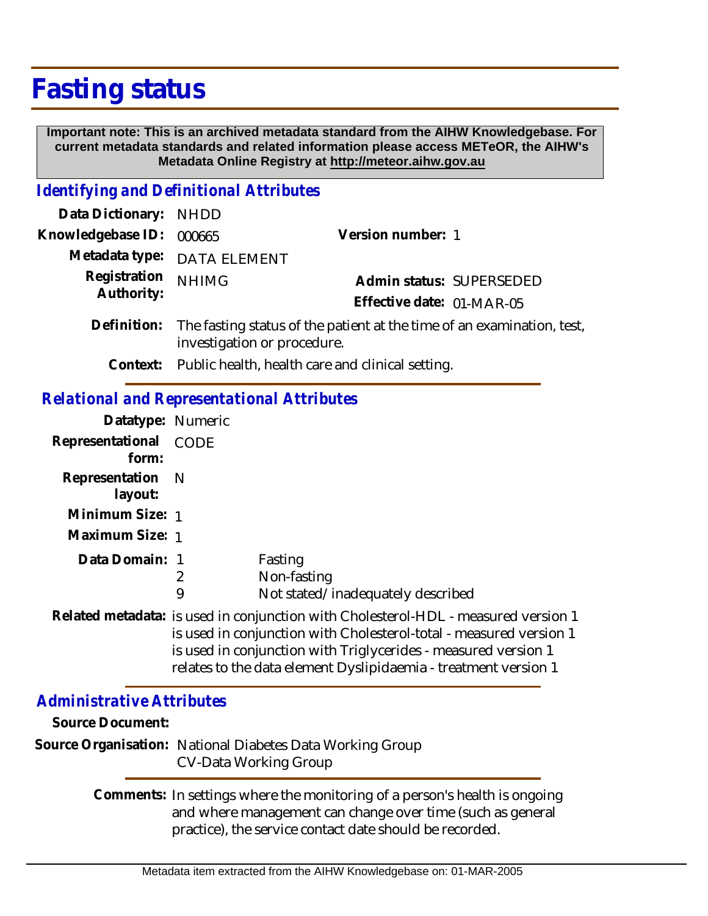# Fasting status

**Important note: This is an archived metadata standard from the AIHW Knowledgebase. For current metadata standards and related information please access METeOR, the AIHW's Metadata Online Registry at http://meteor.aihw.gov.au**

## *Identifying and Definitional Attributes*

**Data Dictionary:** NHDD

**Knowledgebase ID:** 000665

**Version number:** 1

**Metadata type:** DATA ELEMENT

**Registration Authority:** NHIMG

**Admin status:** SUPERSEDED

**Effective date:** 01-MAR-05

**Definition:** The fasting status of the patient at the time of an examination, test, investigation or procedure.

**Context:** Public health, health care and clinical setting.

## *Relational and Representational Attributes*

**Datatype:** Numeric

**Representational form:** CODE

**Representation layout:** N

**Minimum Size:** 1

**Maximum Size:** 1

**Data Domain:**

| Code | Description |
|---|---|
| 1 | Fasting |
| 2 | Non-fasting |
| 9 | Not stated/inadequately described |

**Related metadata:** is used in conjunction with Cholesterol-HDL - measured version 1
is used in conjunction with Cholesterol-total - measured version 1
is used in conjunction with Triglycerides - measured version 1
relates to the data element Dyslipidaemia - treatment version 1

## *Administrative Attributes*

**Source Document:**

**Source Organisation:** National Diabetes Data Working Group
CV-Data Working Group

**Comments:** In settings where the monitoring of a person's health is ongoing and where management can change over time (such as general practice), the service contact date should be recorded.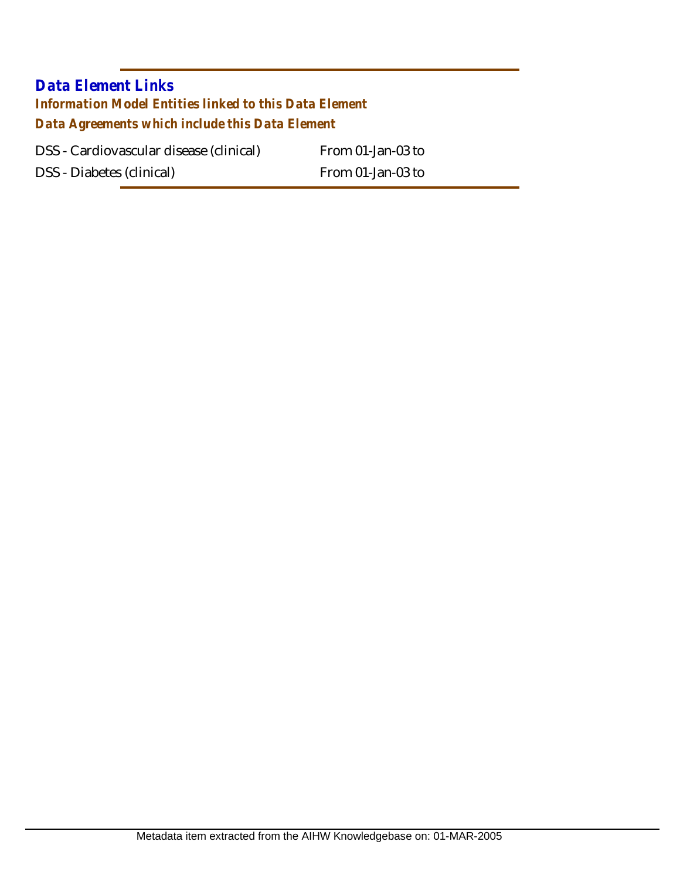## Data Element Links

***Information Model Entities linked to this Data Element***

***Data Agreements which include this Data Element***

| | |
|---|---|
| DSS - Cardiovascular disease (clinical) | From 01-Jan-03 to |
| DSS - Diabetes (clinical) | From 01-Jan-03 to |

Metadata item extracted from the AIHW Knowledgebase on: 01-MAR-2005